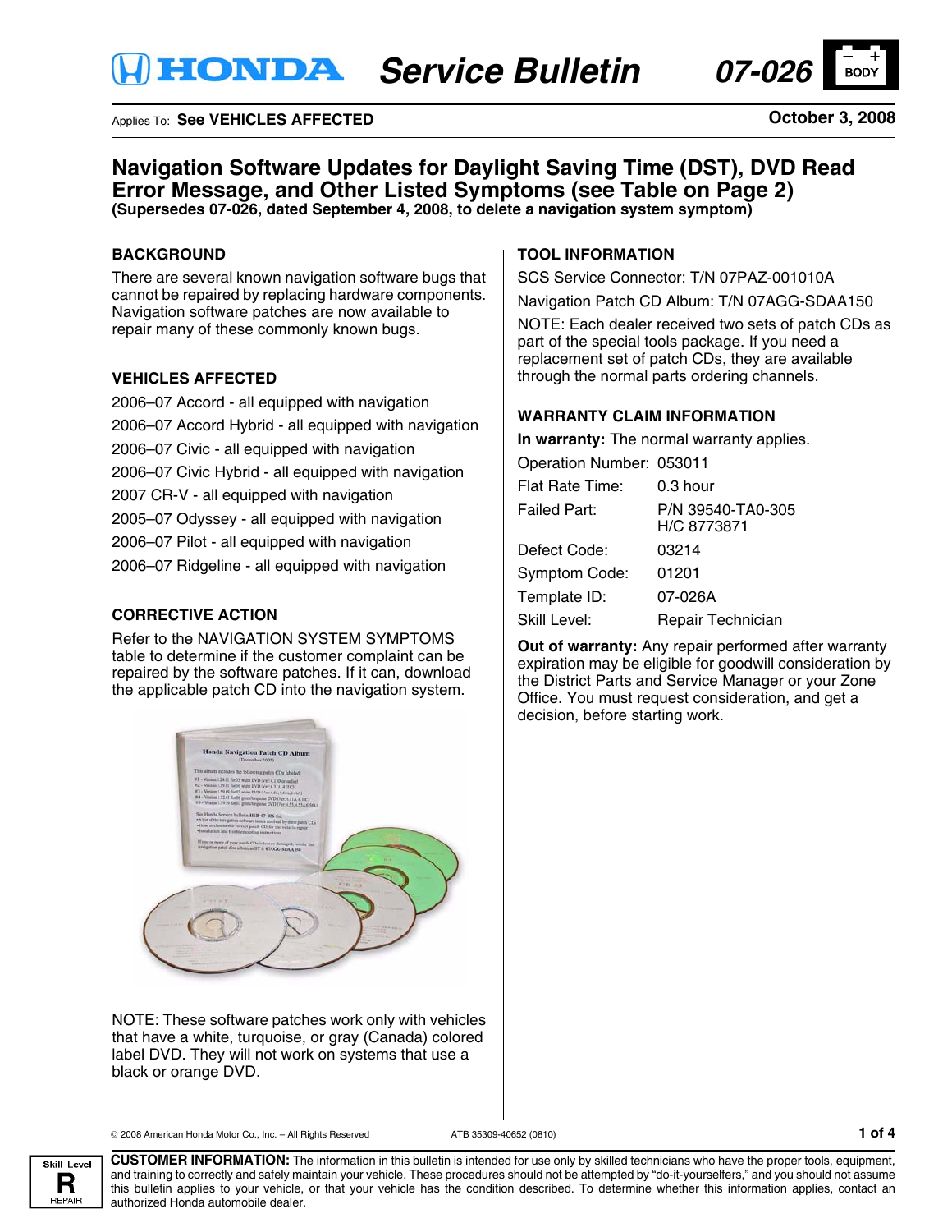# HONDA Service Bulletin 07-026

BODY

Applies To: **See VEHICLES AFFECTED**

**October 3, 2008**

## Navigation Software Updates for Daylight Saving Time (DST), DVD Read Error Message, and Other Listed Symptoms (see Table on Page 2)

**(Supersedes 07-026, dated September 4, 2008, to delete a navigation system symptom)**

### BACKGROUND

There are several known navigation software bugs that cannot be repaired by replacing hardware components. Navigation software patches are now available to repair many of these commonly known bugs.

### VEHICLES AFFECTED

2006–07 Accord - all equipped with navigation

2006–07 Accord Hybrid - all equipped with navigation

2006–07 Civic - all equipped with navigation

2006–07 Civic Hybrid - all equipped with navigation

2007 CR-V - all equipped with navigation

2005–07 Odyssey - all equipped with navigation

2006–07 Pilot - all equipped with navigation

2006–07 Ridgeline - all equipped with navigation

### CORRECTIVE ACTION

Refer to the NAVIGATION SYSTEM SYMPTOMS table to determine if the customer complaint can be repaired by the software patches. If it can, download the applicable patch CD into the navigation system.

NOTE: These software patches work only with vehicles that have a white, turquoise, or gray (Canada) colored label DVD. They will not work on systems that use a black or orange DVD.

### TOOL INFORMATION

SCS Service Connector: T/N 07PAZ-001010A

Navigation Patch CD Album: T/N 07AGG-SDAA150

NOTE: Each dealer received two sets of patch CDs as part of the special tools package. If you need a replacement set of patch CDs, they are available through the normal parts ordering channels.

### WARRANTY CLAIM INFORMATION

**In warranty:** The normal warranty applies.

| | |
|---|---|
| Operation Number: | 053011 |
| Flat Rate Time: | 0.3 hour |
| Failed Part: | P/N 39540-TA0-305<br>H/C 8773871 |
| Defect Code: | 03214 |
| Symptom Code: | 01201 |
| Template ID: | 07-026A |
| Skill Level: | Repair Technician |

**Out of warranty:** Any repair performed after warranty expiration may be eligible for goodwill consideration by the District Parts and Service Manager or your Zone Office. You must request consideration, and get a decision, before starting work.

© 2008 American Honda Motor Co., Inc. – All Rights Reserved

ATB 35309-40652 (0810)

Skill Level **R** REPAIR

**CUSTOMER INFORMATION:** The information in this bulletin is intended for use only by skilled technicians who have the proper tools, equipment, and training to correctly and safely maintain your vehicle. These procedures should not be attempted by "do-it-yourselfers," and you should not assume this bulletin applies to your vehicle, or that your vehicle has the condition described. To determine whether this information applies, contact an authorized Honda automobile dealer.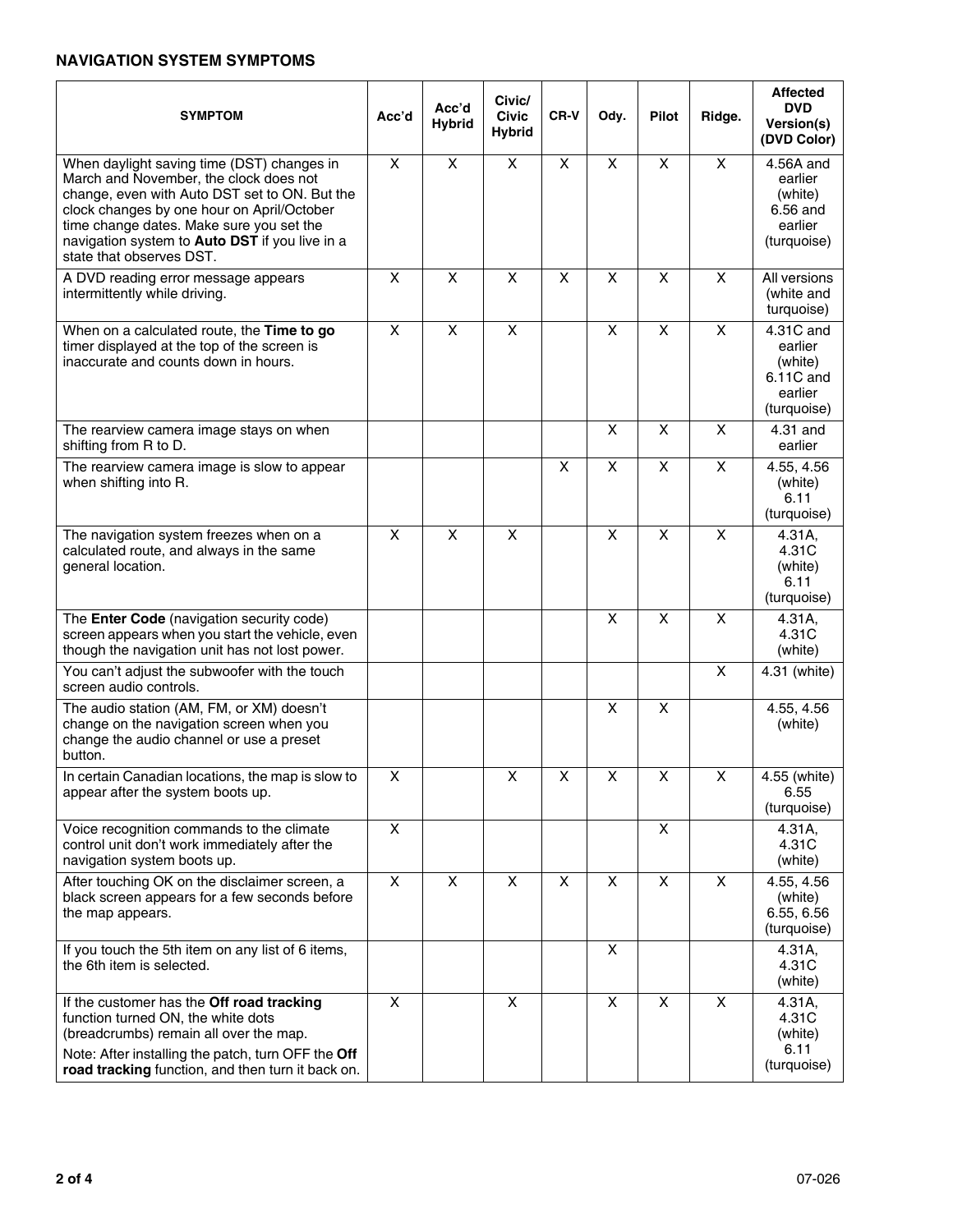## NAVIGATION SYSTEM SYMPTOMS

| SYMPTOM | Acc'd | Acc'd Hybrid | Civic/ Civic Hybrid | CR-V | Ody. | Pilot | Ridge. | Affected DVD Version(s) (DVD Color) |
|---|---|---|---|---|---|---|---|---|
| When daylight saving time (DST) changes in March and November, the clock does not change, even with Auto DST set to ON. But the clock changes by one hour on April/October time change dates. Make sure you set the navigation system to **Auto DST** if you live in a state that observes DST. | X | X | X | X | X | X | X | 4.56A and earlier (white) 6.56 and earlier (turquoise) |
| A DVD reading error message appears intermittently while driving. | X | X | X | X | X | X | X | All versions (white and turquoise) |
| When on a calculated route, the **Time to go** timer displayed at the top of the screen is inaccurate and counts down in hours. | X | X | X | | X | X | X | 4.31C and earlier (white) 6.11C and earlier (turquoise) |
| The rearview camera image stays on when shifting from R to D. | | | | | X | X | X | 4.31 and earlier |
| The rearview camera image is slow to appear when shifting into R. | | | | X | X | X | X | 4.55, 4.56 (white) 6.11 (turquoise) |
| The navigation system freezes when on a calculated route, and always in the same general location. | X | X | X | | X | X | X | 4.31A, 4.31C (white) 6.11 (turquoise) |
| The **Enter Code** (navigation security code) screen appears when you start the vehicle, even though the navigation unit has not lost power. | | | | | X | X | X | 4.31A, 4.31C (white) |
| You can't adjust the subwoofer with the touch screen audio controls. | | | | | | | X | 4.31 (white) |
| The audio station (AM, FM, or XM) doesn't change on the navigation screen when you change the audio channel or use a preset button. | | | | | X | X | | 4.55, 4.56 (white) |
| In certain Canadian locations, the map is slow to appear after the system boots up. | X | | X | X | X | X | X | 4.55 (white) 6.55 (turquoise) |
| Voice recognition commands to the climate control unit don't work immediately after the navigation system boots up. | X | | | | | X | | 4.31A, 4.31C (white) |
| After touching OK on the disclaimer screen, a black screen appears for a few seconds before the map appears. | X | X | X | X | X | X | X | 4.55, 4.56 (white) 6.55, 6.56 (turquoise) |
| If you touch the 5th item on any list of 6 items, the 6th item is selected. | | | | | X | | | 4.31A, 4.31C (white) |
| If the customer has the **Off road tracking** function turned ON, the white dots (breadcrumbs) remain all over the map. Note: After installing the patch, turn OFF the **Off road tracking** function, and then turn it back on. | X | | X | | X | X | X | 4.31A, 4.31C (white) 6.11 (turquoise) |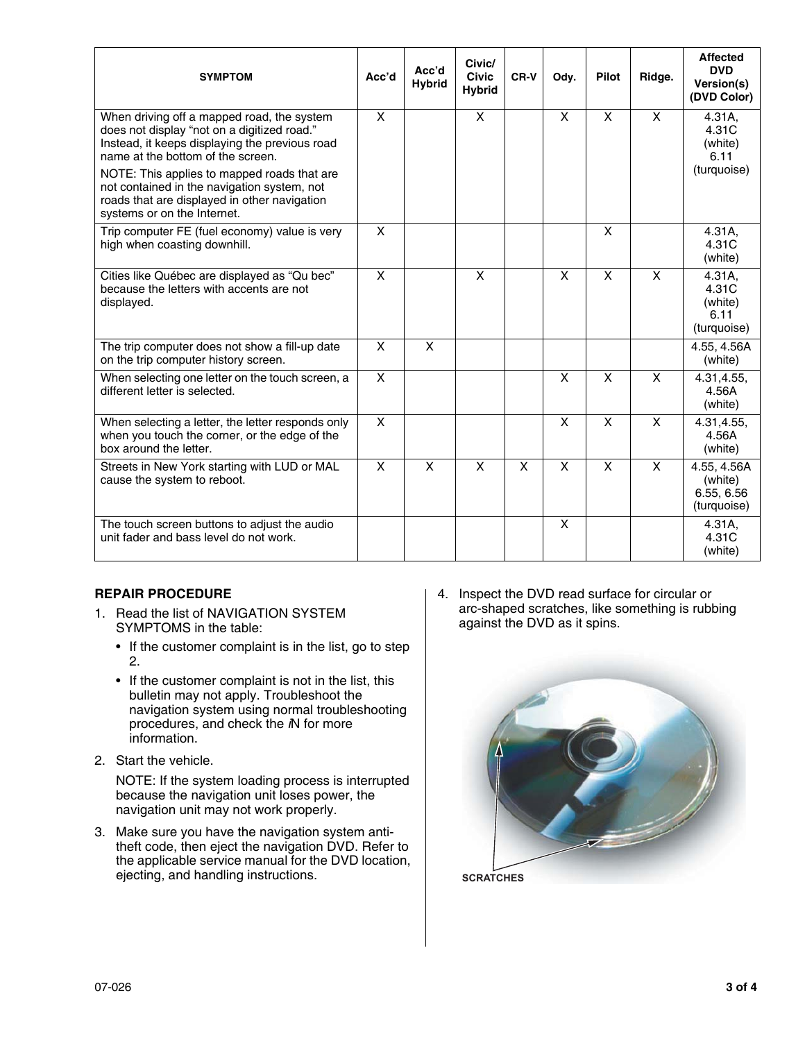| SYMPTOM | Acc'd | Acc'd Hybrid | Civic/ Civic Hybrid | CR-V | Ody. | Pilot | Ridge. | Affected DVD Version(s) (DVD Color) |
|---|---|---|---|---|---|---|---|---|
| When driving off a mapped road, the system does not display "not on a digitized road." Instead, it keeps displaying the previous road name at the bottom of the screen.<br>NOTE: This applies to mapped roads that are not contained in the navigation system, not roads that are displayed in other navigation systems or on the Internet. | X | | X | | X | X | X | 4.31A, 4.31C (white) 6.11 (turquoise) |
| Trip computer FE (fuel economy) value is very high when coasting downhill. | X | | | | | X | | 4.31A, 4.31C (white) |
| Cities like Québec are displayed as "Qu bec" because the letters with accents are not displayed. | X | | X | | X | X | X | 4.31A, 4.31C (white) 6.11 (turquoise) |
| The trip computer does not show a fill-up date on the trip computer history screen. | X | X | | | | | | 4.55, 4.56A (white) |
| When selecting one letter on the touch screen, a different letter is selected. | X | | | | X | X | X | 4.31,4.55, 4.56A (white) |
| When selecting a letter, the letter responds only when you touch the corner, or the edge of the box around the letter. | X | | | | X | X | X | 4.31,4.55, 4.56A (white) |
| Streets in New York starting with LUD or MAL cause the system to reboot. | X | X | X | X | X | X | X | 4.55, 4.56A (white) 6.55, 6.56 (turquoise) |
| The touch screen buttons to adjust the audio unit fader and bass level do not work. | | | | | X | | | 4.31A, 4.31C (white) |

**REPAIR PROCEDURE**

1. Read the list of NAVIGATION SYSTEM SYMPTOMS in the table:
   - If the customer complaint is in the list, go to step 2.
   - If the customer complaint is not in the list, this bulletin may not apply. Troubleshoot the navigation system using normal troubleshooting procedures, and check the *i*N for more information.
2. Start the vehicle.

   NOTE: If the system loading process is interrupted because the navigation unit loses power, the navigation unit may not work properly.
3. Make sure you have the navigation system anti-theft code, then eject the navigation DVD. Refer to the applicable service manual for the DVD location, ejecting, and handling instructions.
4. Inspect the DVD read surface for circular or arc-shaped scratches, like something is rubbing against the DVD as it spins.

SCRATCHES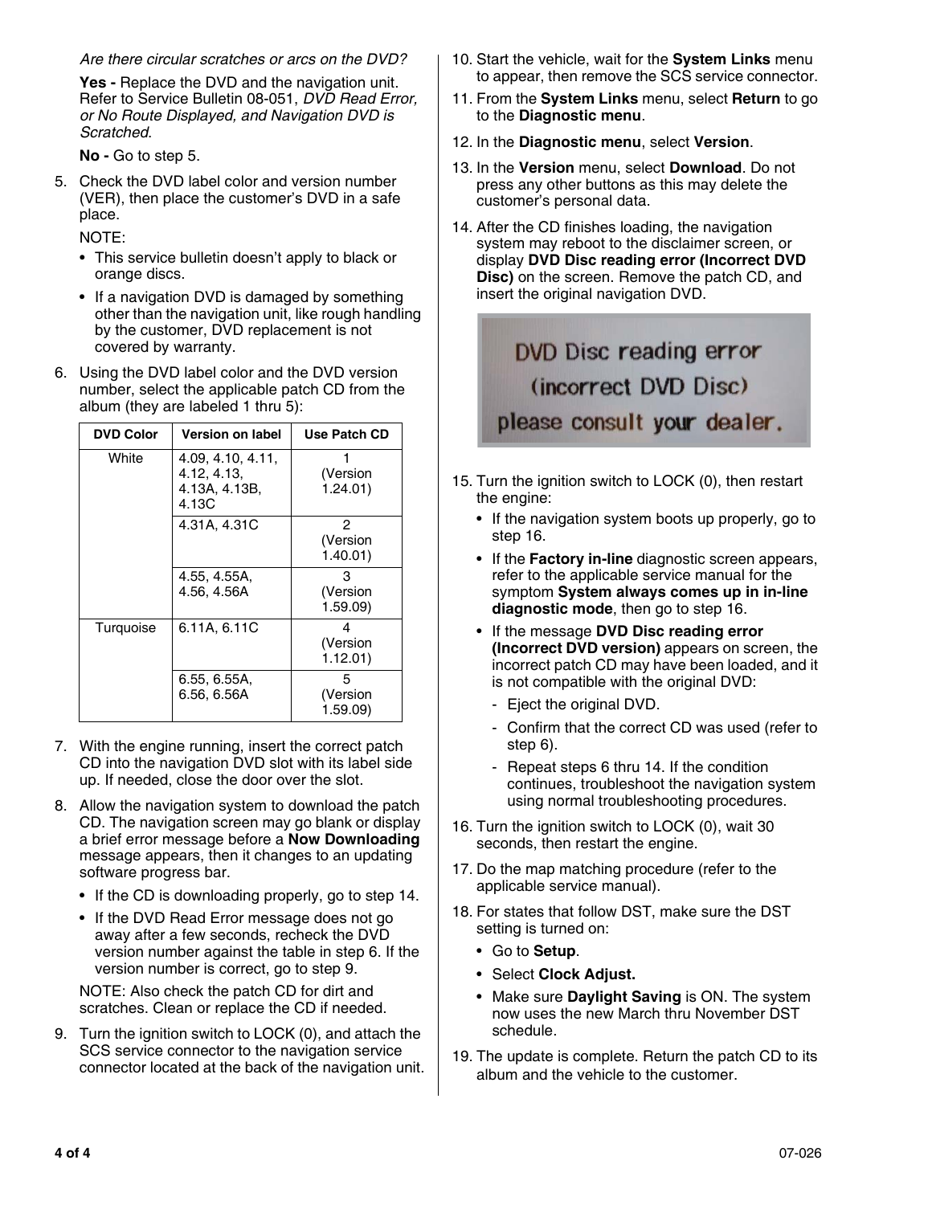*Are there circular scratches or arcs on the DVD?*

**Yes -** Replace the DVD and the navigation unit. Refer to Service Bulletin 08-051, *DVD Read Error, or No Route Displayed, and Navigation DVD is Scratched*.

**No -** Go to step 5.

5. Check the DVD label color and version number (VER), then place the customer's DVD in a safe place.

   NOTE:

   - This service bulletin doesn't apply to black or orange discs.
   - If a navigation DVD is damaged by something other than the navigation unit, like rough handling by the customer, DVD replacement is not covered by warranty.

6. Using the DVD label color and the DVD version number, select the applicable patch CD from the album (they are labeled 1 thru 5):

| DVD Color | Version on label | Use Patch CD |
|---|---|---|
| White | 4.09, 4.10, 4.11, 4.12, 4.13, 4.13A, 4.13B, 4.13C | 1 (Version 1.24.01) |
| | 4.31A, 4.31C | 2 (Version 1.40.01) |
| | 4.55, 4.55A, 4.56, 4.56A | 3 (Version 1.59.09) |
| Turquoise | 6.11A, 6.11C | 4 (Version 1.12.01) |
| | 6.55, 6.55A, 6.56, 6.56A | 5 (Version 1.59.09) |

7. With the engine running, insert the correct patch CD into the navigation DVD slot with its label side up. If needed, close the door over the slot.

8. Allow the navigation system to download the patch CD. The navigation screen may go blank or display a brief error message before a **Now Downloading** message appears, then it changes to an updating software progress bar.

   - If the CD is downloading properly, go to step 14.
   - If the DVD Read Error message does not go away after a few seconds, recheck the DVD version number against the table in step 6. If the version number is correct, go to step 9.

   NOTE: Also check the patch CD for dirt and scratches. Clean or replace the CD if needed.

9. Turn the ignition switch to LOCK (0), and attach the SCS service connector to the navigation service connector located at the back of the navigation unit.

10. Start the vehicle, wait for the **System Links** menu to appear, then remove the SCS service connector.

11. From the **System Links** menu, select **Return** to go to the **Diagnostic menu**.

12. In the **Diagnostic menu**, select **Version**.

13. In the **Version** menu, select **Download**. Do not press any other buttons as this may delete the customer's personal data.

14. After the CD finishes loading, the navigation system may reboot to the disclaimer screen, or display **DVD Disc reading error (Incorrect DVD Disc)** on the screen. Remove the patch CD, and insert the original navigation DVD.

DVD Disc reading error
(incorrect DVD Disc)
please consult your dealer.

15. Turn the ignition switch to LOCK (0), then restart the engine:

    - If the navigation system boots up properly, go to step 16.
    - If the **Factory in-line** diagnostic screen appears, refer to the applicable service manual for the symptom **System always comes up in in-line diagnostic mode**, then go to step 16.
    - If the message **DVD Disc reading error (Incorrect DVD version)** appears on screen, the incorrect patch CD may have been loaded, and it is not compatible with the original DVD:
      - Eject the original DVD.
      - Confirm that the correct CD was used (refer to step 6).
      - Repeat steps 6 thru 14. If the condition continues, troubleshoot the navigation system using normal troubleshooting procedures.

16. Turn the ignition switch to LOCK (0), wait 30 seconds, then restart the engine.

17. Do the map matching procedure (refer to the applicable service manual).

18. For states that follow DST, make sure the DST setting is turned on:

    - Go to **Setup**.
    - Select **Clock Adjust.**
    - Make sure **Daylight Saving** is ON. The system now uses the new March thru November DST schedule.

19. The update is complete. Return the patch CD to its album and the vehicle to the customer.